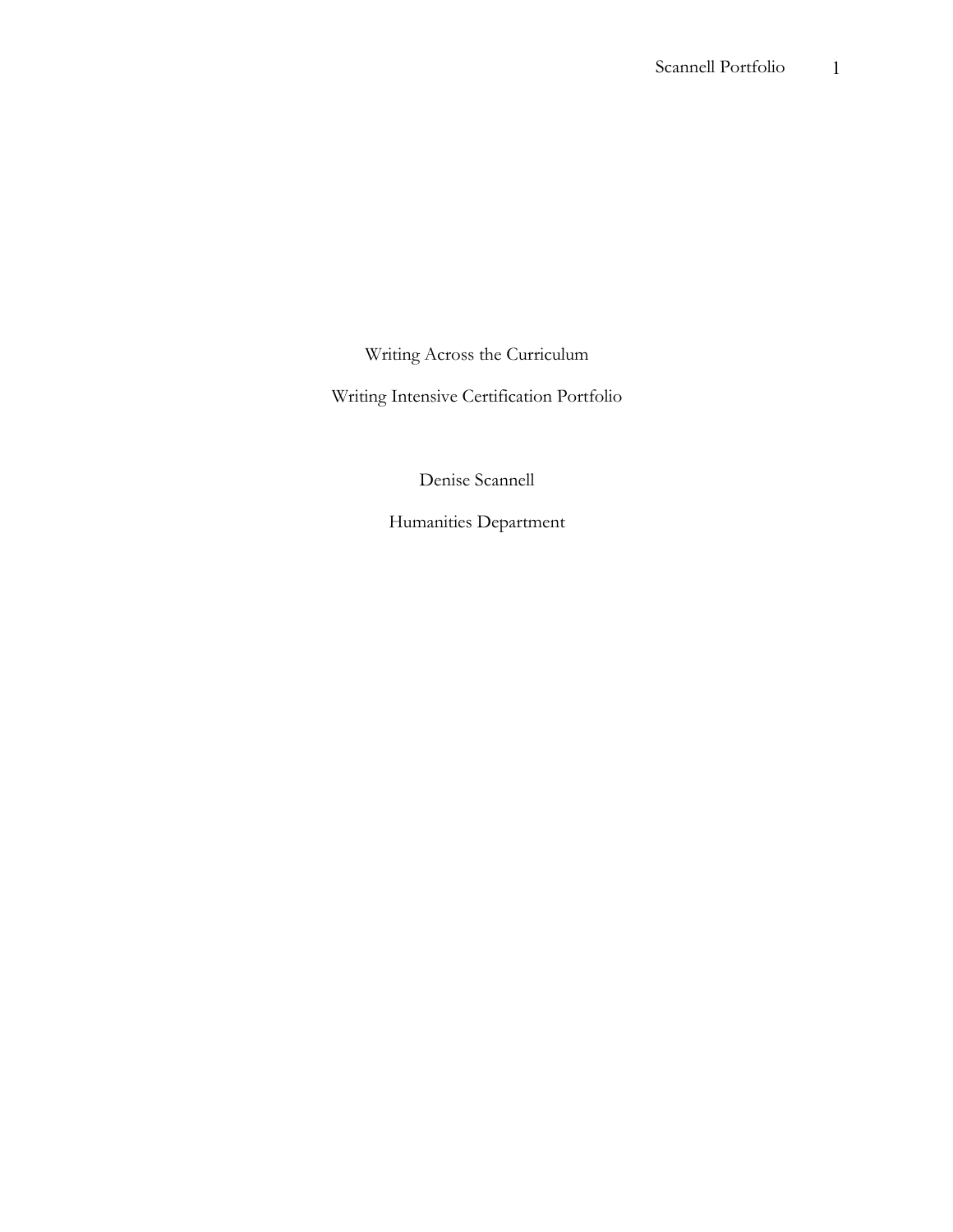Writing Across the Curriculum

Writing Intensive Certification Portfolio

Denise Scannell

Humanities Department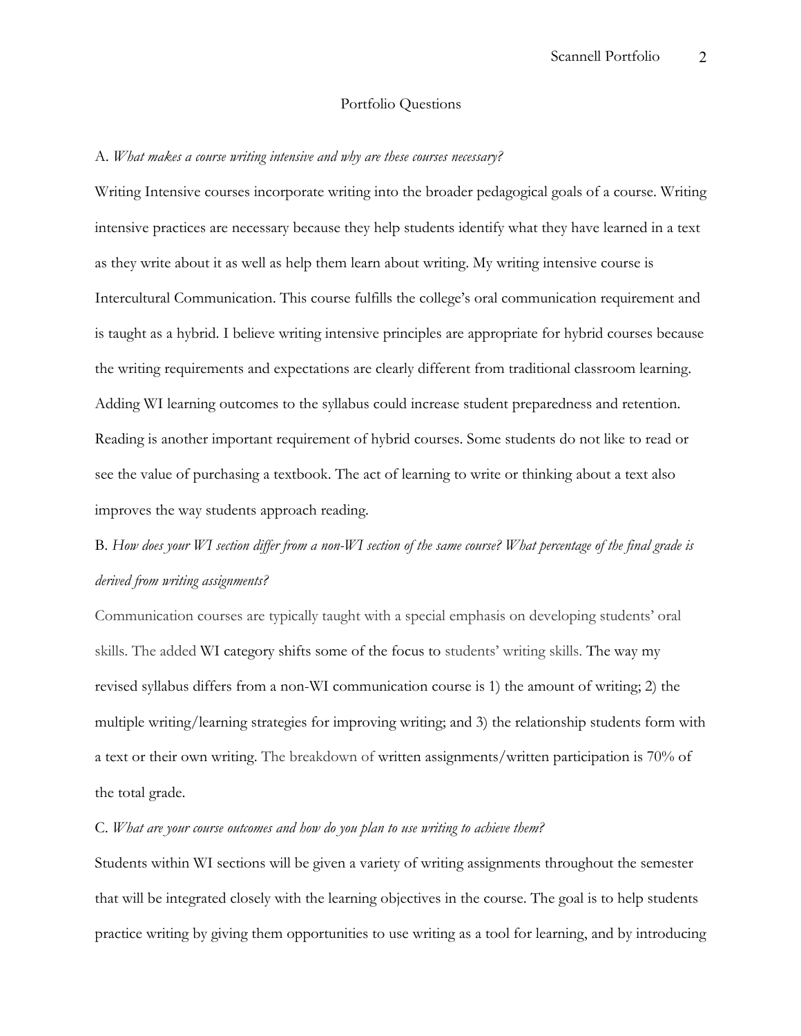## Portfolio Questions

A. *What makes a course writing intensive and why are these courses necessary?*

Writing Intensive courses incorporate writing into the broader pedagogical goals of a course. Writing intensive practices are necessary because they help students identify what they have learned in a text as they write about it as well as help them learn about writing. My writing intensive course is Intercultural Communication. This course fulfills the college's oral communication requirement and is taught as a hybrid. I believe writing intensive principles are appropriate for hybrid courses because the writing requirements and expectations are clearly different from traditional classroom learning. Adding WI learning outcomes to the syllabus could increase student preparedness and retention. Reading is another important requirement of hybrid courses. Some students do not like to read or see the value of purchasing a textbook. The act of learning to write or thinking about a text also improves the way students approach reading.

B. *How does your WI section differ from a non-WI section of the same course? What percentage of the final grade is derived from writing assignments?*

Communication courses are typically taught with a special emphasis on developing students' oral skills. The added WI category shifts some of the focus to students' writing skills. The way my revised syllabus differs from a non-WI communication course is 1) the amount of writing; 2) the multiple writing/learning strategies for improving writing; and 3) the relationship students form with a text or their own writing. The breakdown of written assignments/written participation is 70% of the total grade.

C. *What are your course outcomes and how do you plan to use writing to achieve them?*

Students within WI sections will be given a variety of writing assignments throughout the semester that will be integrated closely with the learning objectives in the course. The goal is to help students practice writing by giving them opportunities to use writing as a tool for learning, and by introducing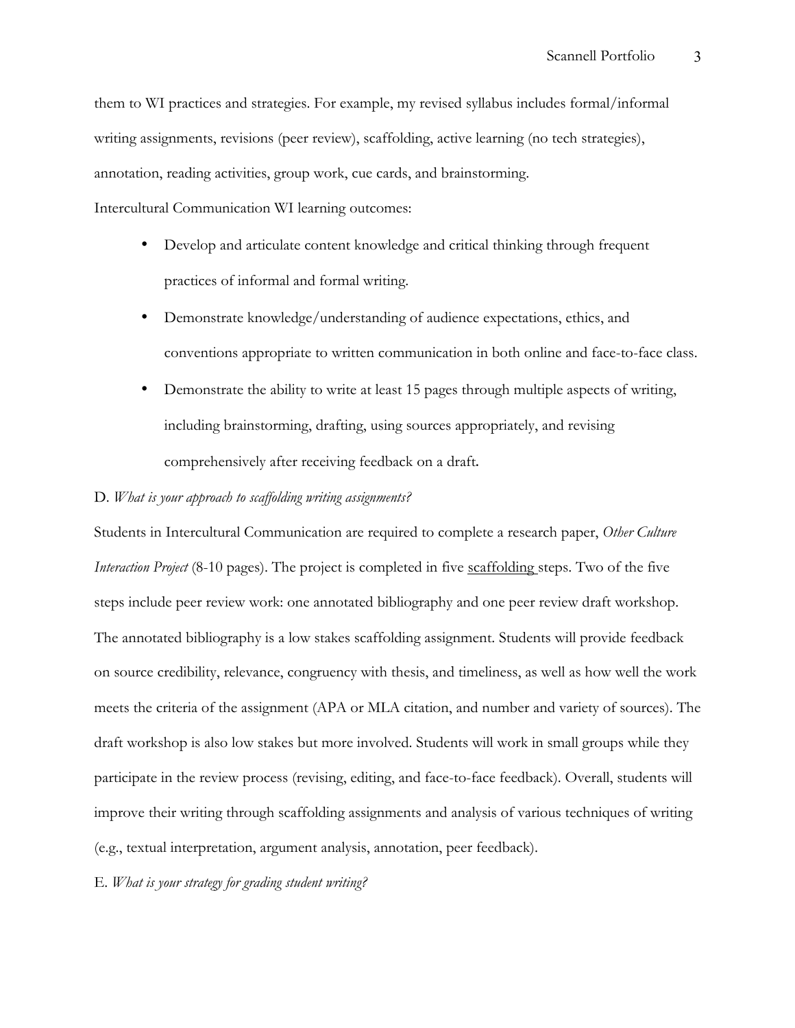them to WI practices and strategies. For example, my revised syllabus includes formal/informal writing assignments, revisions (peer review), scaffolding, active learning (no tech strategies), annotation, reading activities, group work, cue cards, and brainstorming.

Intercultural Communication WI learning outcomes:

- Develop and articulate content knowledge and critical thinking through frequent practices of informal and formal writing.
- Demonstrate knowledge/understanding of audience expectations, ethics, and conventions appropriate to written communication in both online and face-to-face class.
- Demonstrate the ability to write at least 15 pages through multiple aspects of writing, including brainstorming, drafting, using sources appropriately, and revising comprehensively after receiving feedback on a draft.

D. *What is your approach to scaffolding writing assignments?*

Students in Intercultural Communication are required to complete a research paper, *Other Culture Interaction Project* (8-10 pages). The project is completed in five scaffolding steps. Two of the five steps include peer review work: one annotated bibliography and one peer review draft workshop. The annotated bibliography is a low stakes scaffolding assignment. Students will provide feedback on source credibility, relevance, congruency with thesis, and timeliness, as well as how well the work meets the criteria of the assignment (APA or MLA citation, and number and variety of sources). The draft workshop is also low stakes but more involved. Students will work in small groups while they participate in the review process (revising, editing, and face-to-face feedback). Overall, students will improve their writing through scaffolding assignments and analysis of various techniques of writing (e.g., textual interpretation, argument analysis, annotation, peer feedback).

E. *What is your strategy for grading student writing?*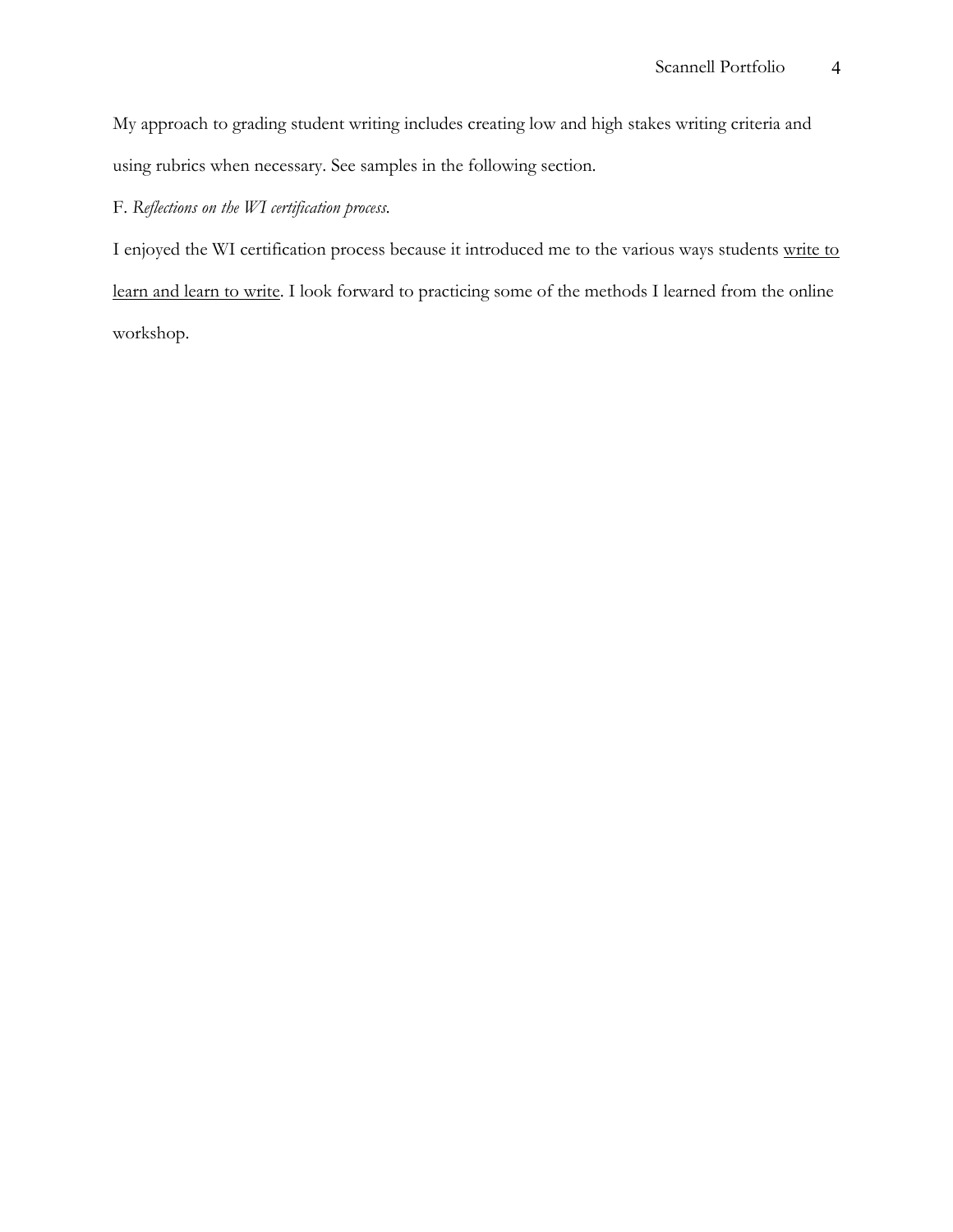My approach to grading student writing includes creating low and high stakes writing criteria and using rubrics when necessary. See samples in the following section.

F. *Reflections on the WI certification process.*

I enjoyed the WI certification process because it introduced me to the various ways students <u>write to learn and learn to write</u>. I look forward to practicing some of the methods I learned from the online workshop.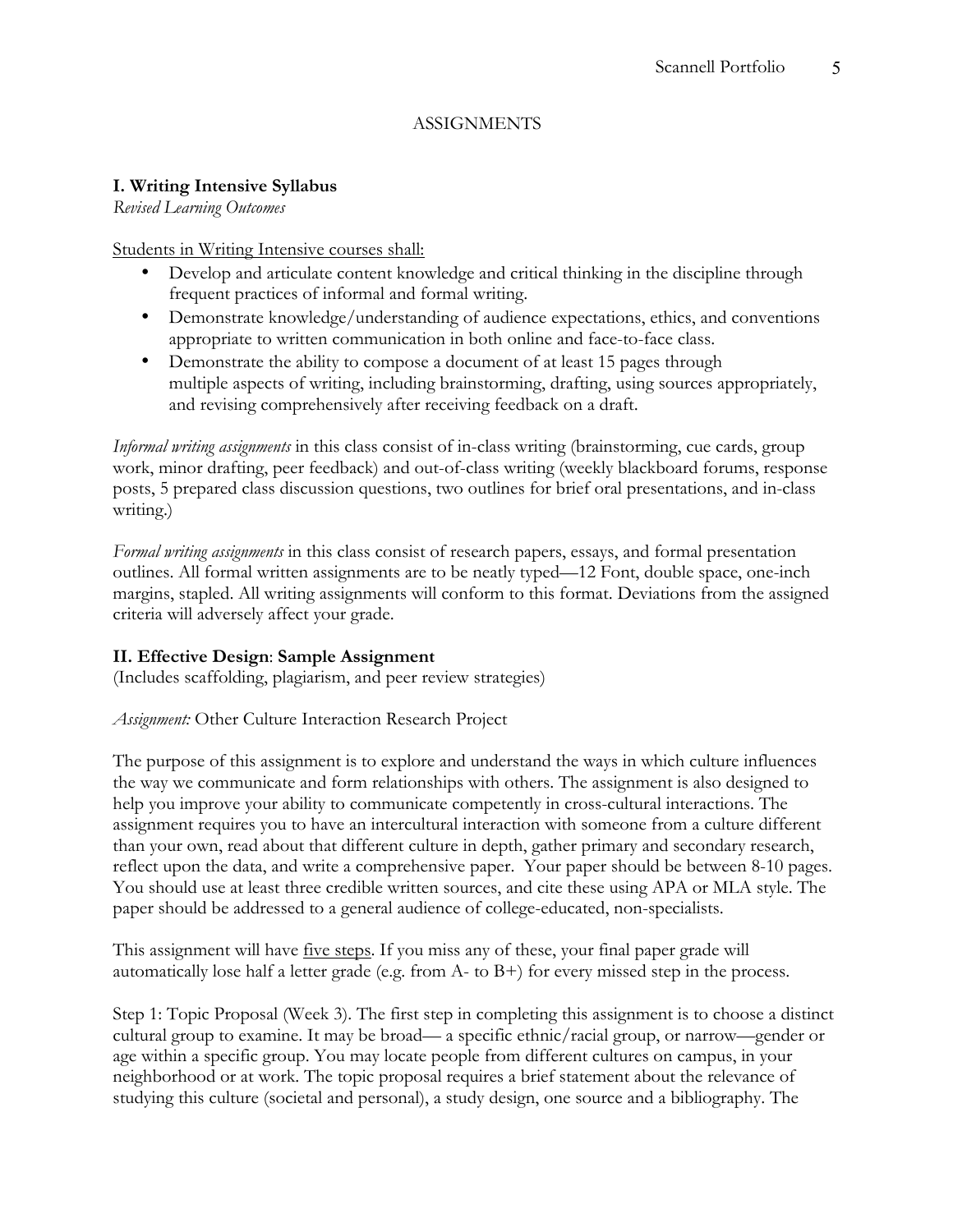## ASSIGNMENTS

### I. Writing Intensive Syllabus

*Revised Learning Outcomes*

Students in Writing Intensive courses shall:

- Develop and articulate content knowledge and critical thinking in the discipline through frequent practices of informal and formal writing.
- Demonstrate knowledge/understanding of audience expectations, ethics, and conventions appropriate to written communication in both online and face-to-face class.
- Demonstrate the ability to compose a document of at least 15 pages through multiple aspects of writing, including brainstorming, drafting, using sources appropriately, and revising comprehensively after receiving feedback on a draft.

*Informal writing assignments* in this class consist of in-class writing (brainstorming, cue cards, group work, minor drafting, peer feedback) and out-of-class writing (weekly blackboard forums, response posts, 5 prepared class discussion questions, two outlines for brief oral presentations, and in-class writing.)

*Formal writing assignments* in this class consist of research papers, essays, and formal presentation outlines. All formal written assignments are to be neatly typed—12 Font, double space, one-inch margins, stapled. All writing assignments will conform to this format. Deviations from the assigned criteria will adversely affect your grade.

### II. Effective Design: Sample Assignment

(Includes scaffolding, plagiarism, and peer review strategies)

*Assignment:* Other Culture Interaction Research Project

The purpose of this assignment is to explore and understand the ways in which culture influences the way we communicate and form relationships with others. The assignment is also designed to help you improve your ability to communicate competently in cross-cultural interactions. The assignment requires you to have an intercultural interaction with someone from a culture different than your own, read about that different culture in depth, gather primary and secondary research, reflect upon the data, and write a comprehensive paper. Your paper should be between 8-10 pages. You should use at least three credible written sources, and cite these using APA or MLA style. The paper should be addressed to a general audience of college-educated, non-specialists.

This assignment will have five steps. If you miss any of these, your final paper grade will automatically lose half a letter grade (e.g. from A- to B+) for every missed step in the process.

Step 1: Topic Proposal (Week 3). The first step in completing this assignment is to choose a distinct cultural group to examine. It may be broad— a specific ethnic/racial group, or narrow—gender or age within a specific group. You may locate people from different cultures on campus, in your neighborhood or at work. The topic proposal requires a brief statement about the relevance of studying this culture (societal and personal), a study design, one source and a bibliography. The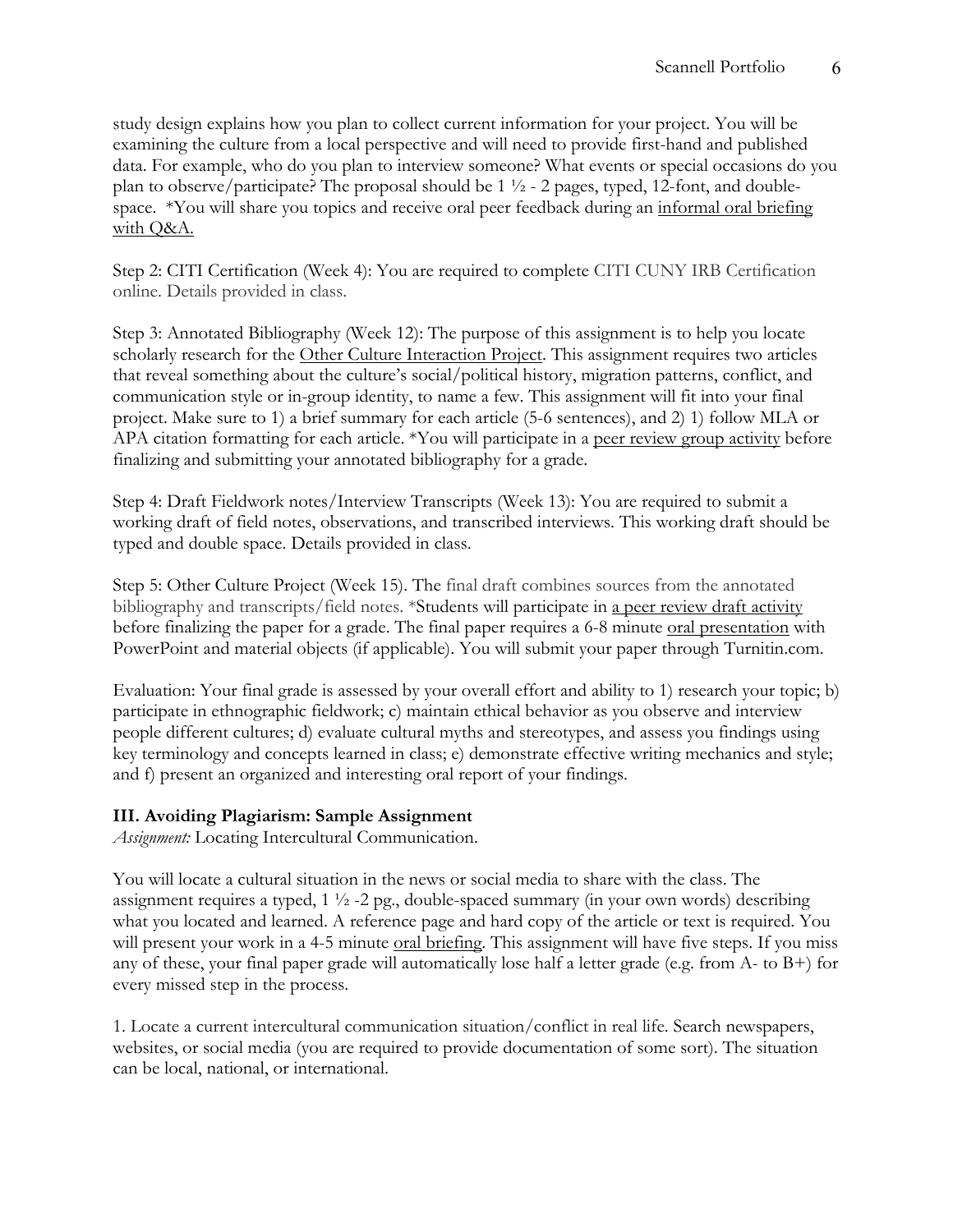study design explains how you plan to collect current information for your project. You will be examining the culture from a local perspective and will need to provide first-hand and published data. For example, who do you plan to interview someone? What events or special occasions do you plan to observe/participate? The proposal should be 1 ½ - 2 pages, typed, 12-font, and double-space.  *You will share you topics and receive oral peer feedback during an <u>informal oral briefing with Q&A.</u>

Step 2: CITI Certification (Week 4): You are required to complete CITI CUNY IRB Certification online. Details provided in class.

Step 3: Annotated Bibliography (Week 12): The purpose of this assignment is to help you locate scholarly research for the <u>Other Culture Interaction Project</u>. This assignment requires two articles that reveal something about the culture's social/political history, migration patterns, conflict, and communication style or in-group identity, to name a few. This assignment will fit into your final project. Make sure to 1) a brief summary for each article (5-6 sentences), and 2) 1) follow MLA or APA citation formatting for each article. *You will participate in a <u>peer review group activity</u> before finalizing and submitting your annotated bibliography for a grade.

Step 4: Draft Fieldwork notes/Interview Transcripts (Week 13): You are required to submit a working draft of field notes, observations, and transcribed interviews. This working draft should be typed and double space. Details provided in class.

Step 5: Other Culture Project (Week 15). The final draft combines sources from the annotated bibliography and transcripts/field notes. *Students will participate in <u>a peer review draft activity</u> before finalizing the paper for a grade. The final paper requires a 6-8 minute <u>oral presentation</u> with PowerPoint and material objects (if applicable). You will submit your paper through Turnitin.com.

Evaluation: Your final grade is assessed by your overall effort and ability to 1) research your topic; b) participate in ethnographic fieldwork; c) maintain ethical behavior as you observe and interview people different cultures; d) evaluate cultural myths and stereotypes, and assess you findings using key terminology and concepts learned in class; e) demonstrate effective writing mechanics and style; and f) present an organized and interesting oral report of your findings.

**III. Avoiding Plagiarism: Sample Assignment**

*Assignment:* Locating Intercultural Communication.

You will locate a cultural situation in the news or social media to share with the class. The assignment requires a typed, 1 ½ -2 pg., double-spaced summary (in your own words) describing what you located and learned. A reference page and hard copy of the article or text is required. You will present your work in a 4-5 minute <u>oral briefing</u>. This assignment will have five steps. If you miss any of these, your final paper grade will automatically lose half a letter grade (e.g. from A- to B+) for every missed step in the process.

1. Locate a current intercultural communication situation/conflict in real life. Search newspapers, websites, or social media (you are required to provide documentation of some sort). The situation can be local, national, or international.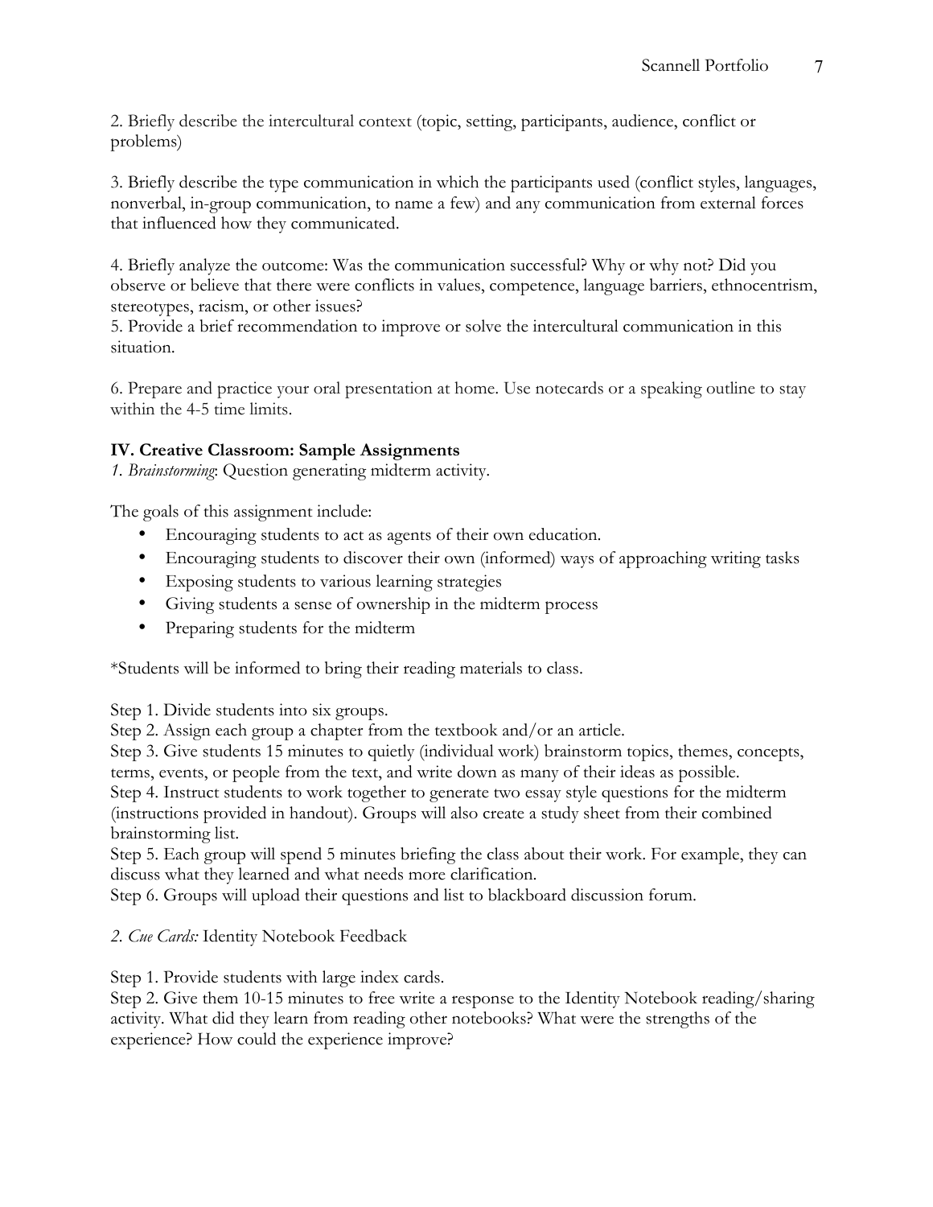2. Briefly describe the intercultural context (topic, setting, participants, audience, conflict or problems)

3. Briefly describe the type communication in which the participants used (conflict styles, languages, nonverbal, in-group communication, to name a few) and any communication from external forces that influenced how they communicated.

4. Briefly analyze the outcome: Was the communication successful? Why or why not? Did you observe or believe that there were conflicts in values, competence, language barriers, ethnocentrism, stereotypes, racism, or other issues?

5. Provide a brief recommendation to improve or solve the intercultural communication in this situation.

6. Prepare and practice your oral presentation at home. Use notecards or a speaking outline to stay within the 4-5 time limits.

### IV. Creative Classroom: Sample Assignments

*1. Brainstorming*: Question generating midterm activity.

The goals of this assignment include:

- Encouraging students to act as agents of their own education.
- Encouraging students to discover their own (informed) ways of approaching writing tasks
- Exposing students to various learning strategies
- Giving students a sense of ownership in the midterm process
- Preparing students for the midterm

*Students will be informed to bring their reading materials to class.

Step 1. Divide students into six groups.
Step 2. Assign each group a chapter from the textbook and/or an article.
Step 3. Give students 15 minutes to quietly (individual work) brainstorm topics, themes, concepts, terms, events, or people from the text, and write down as many of their ideas as possible.
Step 4. Instruct students to work together to generate two essay style questions for the midterm (instructions provided in handout). Groups will also create a study sheet from their combined brainstorming list.
Step 5. Each group will spend 5 minutes briefing the class about their work. For example, they can discuss what they learned and what needs more clarification.
Step 6. Groups will upload their questions and list to blackboard discussion forum.

*2. Cue Cards:* Identity Notebook Feedback

Step 1. Provide students with large index cards.
Step 2. Give them 10-15 minutes to free write a response to the Identity Notebook reading/sharing activity. What did they learn from reading other notebooks? What were the strengths of the experience? How could the experience improve?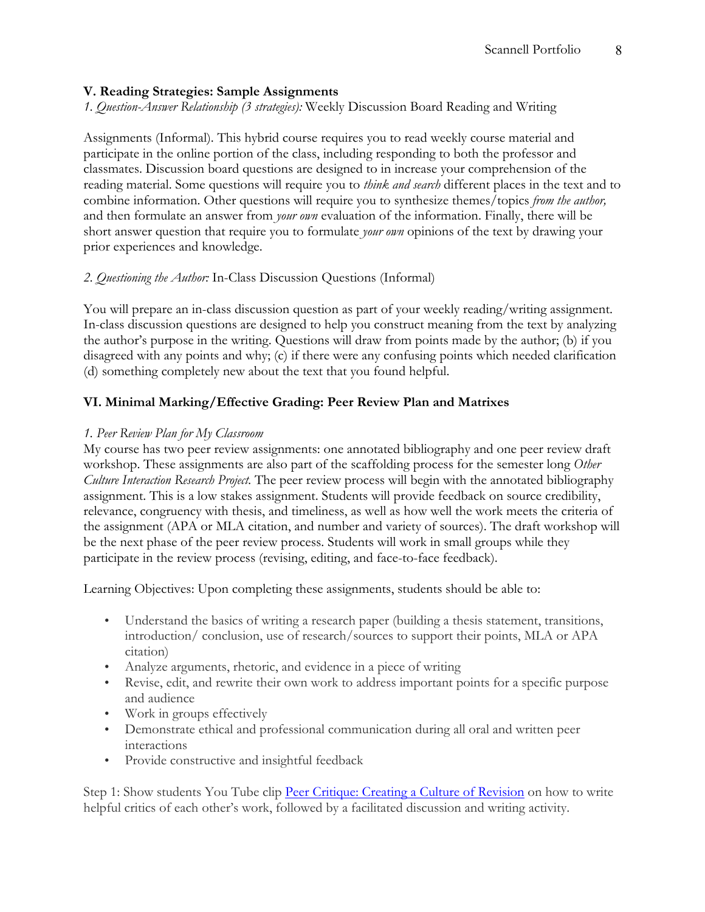### V. Reading Strategies: Sample Assignments

*1. Question-Answer Relationship (3 strategies):* Weekly Discussion Board Reading and Writing

Assignments (Informal). This hybrid course requires you to read weekly course material and participate in the online portion of the class, including responding to both the professor and classmates. Discussion board questions are designed to in increase your comprehension of the reading material. Some questions will require you to *think and search* different places in the text and to combine information. Other questions will require you to synthesize themes/topics *from the author,* and then formulate an answer from *your own* evaluation of the information. Finally, there will be short answer question that require you to formulate *your own* opinions of the text by drawing your prior experiences and knowledge.

*2. Questioning the Author:* In-Class Discussion Questions (Informal)

You will prepare an in-class discussion question as part of your weekly reading/writing assignment. In-class discussion questions are designed to help you construct meaning from the text by analyzing the author's purpose in the writing. Questions will draw from points made by the author; (b) if you disagreed with any points and why; (c) if there were any confusing points which needed clarification (d) something completely new about the text that you found helpful.

### VI. Minimal Marking/Effective Grading: Peer Review Plan and Matrixes

*1. Peer Review Plan for My Classroom*

My course has two peer review assignments: one annotated bibliography and one peer review draft workshop. These assignments are also part of the scaffolding process for the semester long *Other Culture Interaction Research Project.* The peer review process will begin with the annotated bibliography assignment. This is a low stakes assignment. Students will provide feedback on source credibility, relevance, congruency with thesis, and timeliness, as well as how well the work meets the criteria of the assignment (APA or MLA citation, and number and variety of sources). The draft workshop will be the next phase of the peer review process. Students will work in small groups while they participate in the review process (revising, editing, and face-to-face feedback).

Learning Objectives: Upon completing these assignments, students should be able to:

- Understand the basics of writing a research paper (building a thesis statement, transitions, introduction/ conclusion, use of research/sources to support their points, MLA or APA citation)
- Analyze arguments, rhetoric, and evidence in a piece of writing
- Revise, edit, and rewrite their own work to address important points for a specific purpose and audience
- Work in groups effectively
- Demonstrate ethical and professional communication during all oral and written peer interactions
- Provide constructive and insightful feedback

Step 1: Show students You Tube clip Peer Critique: Creating a Culture of Revision on how to write helpful critics of each other's work, followed by a facilitated discussion and writing activity.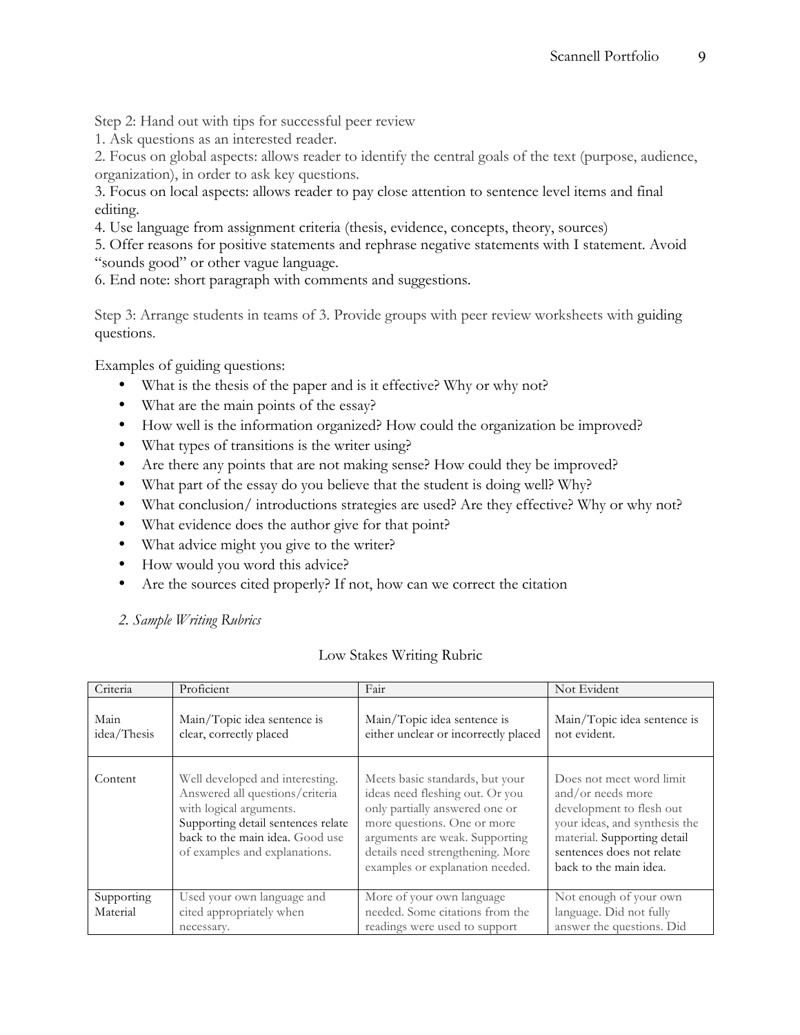Step 2: Hand out with tips for successful peer review

1. Ask questions as an interested reader.
2. Focus on global aspects: allows reader to identify the central goals of the text (purpose, audience, organization), in order to ask key questions.
3. Focus on local aspects: allows reader to pay close attention to sentence level items and final editing.
4. Use language from assignment criteria (thesis, evidence, concepts, theory, sources)
5. Offer reasons for positive statements and rephrase negative statements with I statement. Avoid "sounds good" or other vague language.
6. End note: short paragraph with comments and suggestions.

Step 3: Arrange students in teams of 3. Provide groups with peer review worksheets with guiding questions.

Examples of guiding questions:

- What is the thesis of the paper and is it effective? Why or why not?
- What are the main points of the essay?
- How well is the information organized? How could the organization be improved?
- What types of transitions is the writer using?
- Are there any points that are not making sense? How could they be improved?
- What part of the essay do you believe that the student is doing well? Why?
- What conclusion/ introductions strategies are used? Are they effective? Why or why not?
- What evidence does the author give for that point?
- What advice might you give to the writer?
- How would you word this advice?
- Are the sources cited properly? If not, how can we correct the citation

*2. Sample Writing Rubrics*

Low Stakes Writing Rubric

| Criteria | Proficient | Fair | Not Evident |
|---|---|---|---|
| Main idea/Thesis | Main/Topic idea sentence is clear, correctly placed | Main/Topic idea sentence is either unclear or incorrectly placed | Main/Topic idea sentence is not evident. |
| Content | Well developed and interesting. Answered all questions/criteria with logical arguments. Supporting detail sentences relate back to the main idea. Good use of examples and explanations. | Meets basic standards, but your ideas need fleshing out. Or you only partially answered one or more questions. One or more arguments are weak. Supporting details need strengthening. More examples or explanation needed. | Does not meet word limit and/or needs more development to flesh out your ideas, and synthesis the material. Supporting detail sentences does not relate back to the main idea. |
| Supporting Material | Used your own language and cited appropriately when necessary. | More of your own language needed. Some citations from the readings were used to support | Not enough of your own language. Did not fully answer the questions. Did |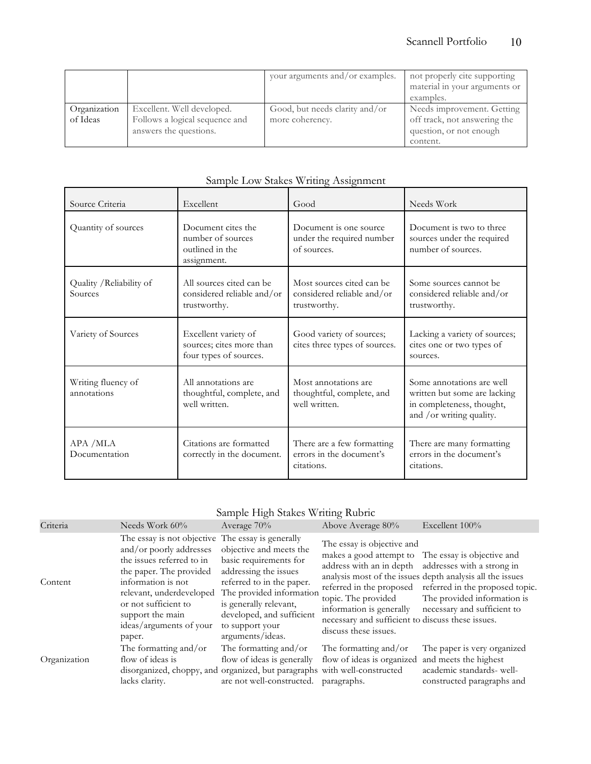|  |  | your arguments and/or examples. | not properly cite supporting material in your arguments or examples. |
| --- | --- | --- | --- |
| Organization of Ideas | Excellent. Well developed. Follows a logical sequence and answers the questions. | Good, but needs clarity and/or more coherency. | Needs improvement. Getting off track, not answering the question, or not enough content. |

## Sample Low Stakes Writing Assignment

| Source Criteria | Excellent | Good | Needs Work |
| --- | --- | --- | --- |
| Quantity of sources | Document cites the number of sources outlined in the assignment. | Document is one source under the required number of sources. | Document is two to three sources under the required number of sources. |
| Quality /Reliability of Sources | All sources cited can be considered reliable and/or trustworthy. | Most sources cited can be considered reliable and/or trustworthy. | Some sources cannot be considered reliable and/or trustworthy. |
| Variety of Sources | Excellent variety of sources; cites more than four types of sources. | Good variety of sources; cites three types of sources. | Lacking a variety of sources; cites one or two types of sources. |
| Writing fluency of annotations | All annotations are thoughtful, complete, and well written. | Most annotations are thoughtful, complete, and well written. | Some annotations are well written but some are lacking in completeness, thought, and /or writing quality. |
| APA /MLA Documentation | Citations are formatted correctly in the document. | There are a few formatting errors in the document's citations. | There are many formatting errors in the document's citations. |

## Sample High Stakes Writing Rubric

| Criteria | Needs Work 60% | Average 70% | Above Average 80% | Excellent 100% |
| --- | --- | --- | --- | --- |
| Content | The essay is not objective and/or poorly addresses the issues referred to in the paper. The provided information is not relevant, underdeveloped or not sufficient to support the main ideas/arguments of your paper. | The essay is generally objective and meets the basic requirements for addressing the issues referred to in the paper. The provided information is generally relevant, developed, and sufficient to support your arguments/ideas. | The essay is objective and makes a good attempt to address with an in depth analysis most of the issues referred in the proposed topic. The provided information is generally necessary and sufficient to discuss these issues. | The essay is objective and addresses with a strong in depth analysis all the issues referred in the proposed topic. The provided information is necessary and sufficient to discuss these issues. |
| Organization | The formatting and/or flow of ideas is disorganized, choppy, and lacks clarity. | The formatting and/or flow of ideas is generally organized, but paragraphs are not well-constructed. | The formatting and/or flow of ideas is organized with well-constructed paragraphs. | The paper is very organized and meets the highest academic standards- well-constructed paragraphs and |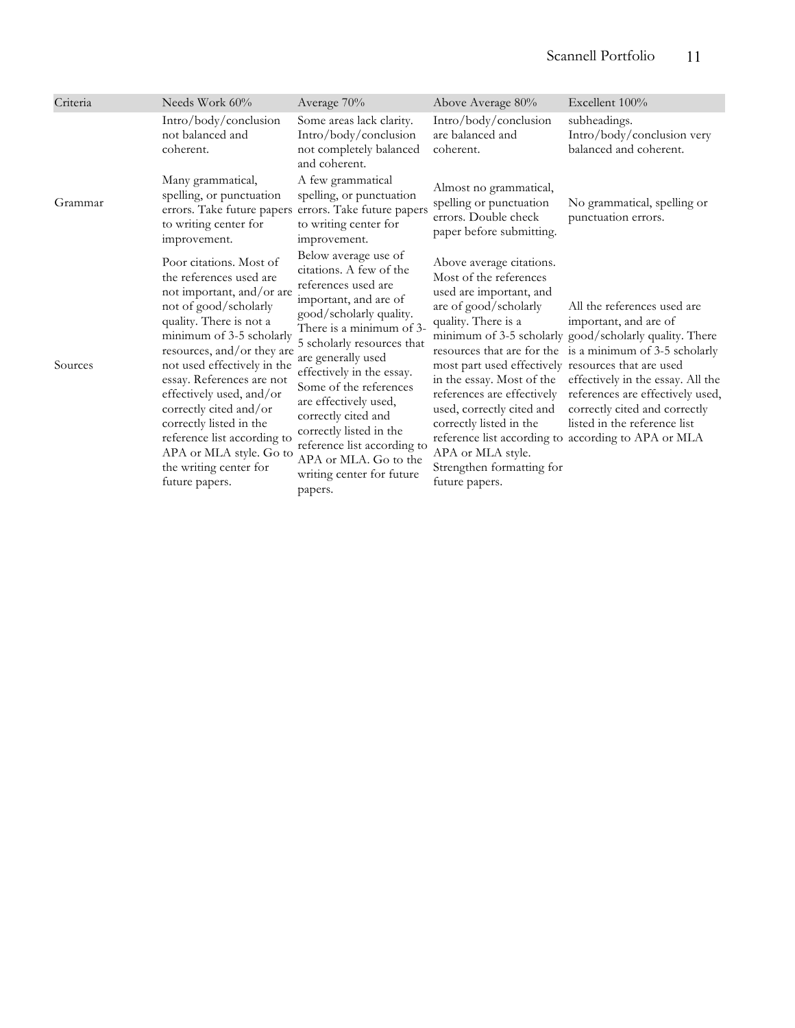| Criteria | Needs Work 60% | Average 70% | Above Average 80% | Excellent 100% |
|---|---|---|---|---|
| | Intro/body/conclusion not balanced and coherent. | Some areas lack clarity. Intro/body/conclusion not completely balanced and coherent. | Intro/body/conclusion are balanced and coherent. | subheadings. Intro/body/conclusion very balanced and coherent. |
| Grammar | Many grammatical, spelling, or punctuation errors. Take future papers to writing center for improvement. | A few grammatical spelling, or punctuation errors. Take future papers to writing center for improvement. | Almost no grammatical, spelling or punctuation errors. Double check paper before submitting. | No grammatical, spelling or punctuation errors. |
| Sources | Poor citations. Most of the references used are not important, and/or are not of good/scholarly quality. There is not a minimum of 3-5 scholarly resources, and/or they are not used effectively in the essay. References are not effectively used, and/or correctly cited and/or correctly listed in the reference list according to APA or MLA style. Go to the writing center for future papers. | Below average use of citations. A few of the references used are important, and are of good/scholarly quality. There is a minimum of 3-5 scholarly resources that are generally used effectively in the essay. Some of the references are effectively used, correctly cited and correctly listed in the reference list according to APA or MLA. Go to the writing center for future papers. | Above average citations. Most of the references used are important, and are of good/scholarly quality. There is a minimum of 3-5 scholarly resources that are for the most part used effectively in the essay. Most of the references are effectively used, correctly cited and correctly listed in the reference list according to APA or MLA style. Strengthen formatting for future papers. | All the references used are important, and are of good/scholarly quality. There is a minimum of 3-5 scholarly resources that are used effectively in the essay. All the references are effectively used, correctly cited and correctly listed in the reference list according to APA or MLA |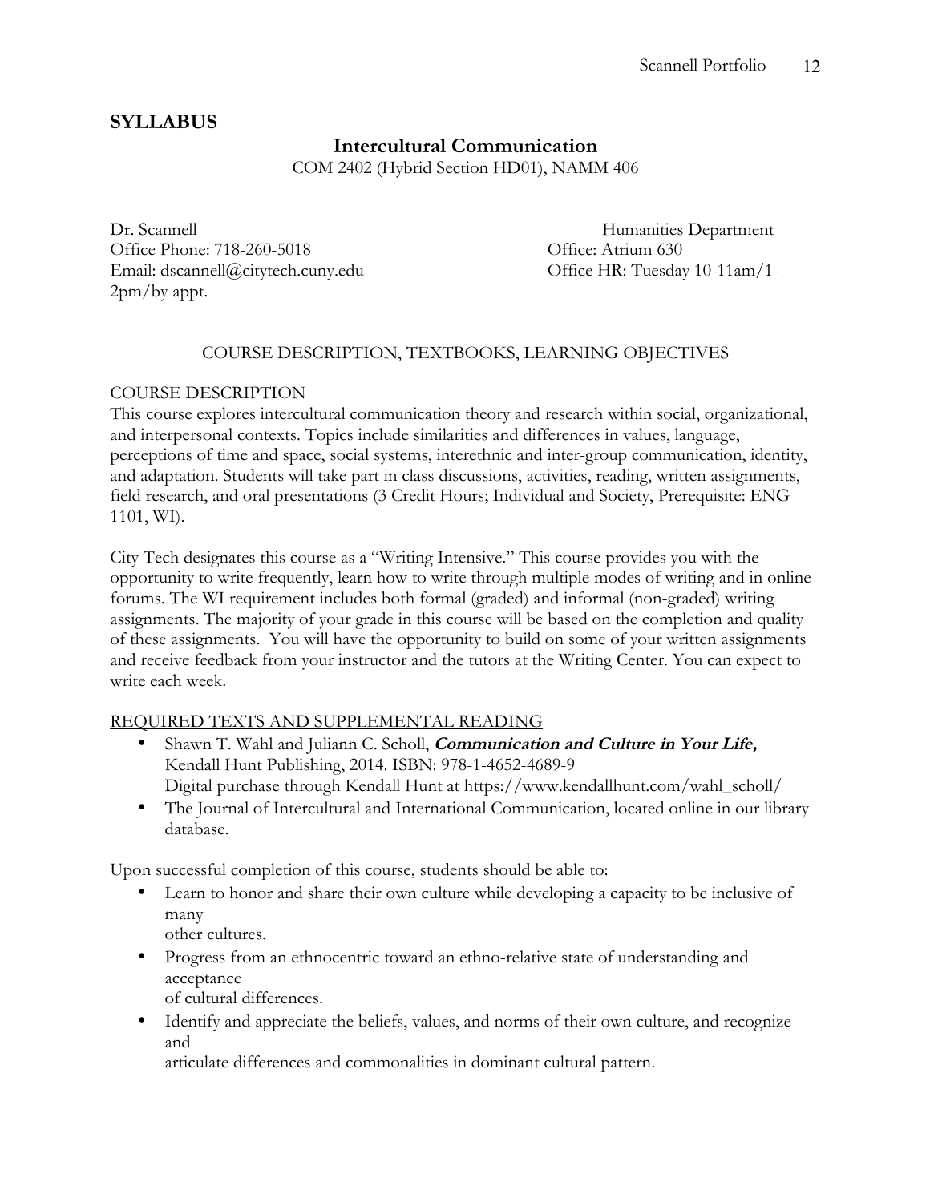# SYLLABUS

## Intercultural Communication

COM 2402 (Hybrid Section HD01), NAMM 406

Dr. Scannell
Office Phone: 718-260-5018
Email: dscannell@citytech.cuny.edu

Humanities Department
Office: Atrium 630
Office HR: Tuesday 10-11am/1-2pm/by appt.

### COURSE DESCRIPTION, TEXTBOOKS, LEARNING OBJECTIVES

#### COURSE DESCRIPTION

This course explores intercultural communication theory and research within social, organizational, and interpersonal contexts. Topics include similarities and differences in values, language, perceptions of time and space, social systems, interethnic and inter-group communication, identity, and adaptation. Students will take part in class discussions, activities, reading, written assignments, field research, and oral presentations (3 Credit Hours; Individual and Society, Prerequisite: ENG 1101, WI).

City Tech designates this course as a "Writing Intensive." This course provides you with the opportunity to write frequently, learn how to write through multiple modes of writing and in online forums. The WI requirement includes both formal (graded) and informal (non-graded) writing assignments. The majority of your grade in this course will be based on the completion and quality of these assignments. You will have the opportunity to build on some of your written assignments and receive feedback from your instructor and the tutors at the Writing Center. You can expect to write each week.

#### REQUIRED TEXTS AND SUPPLEMENTAL READING

- Shawn T. Wahl and Juliann C. Scholl, ***Communication and Culture in Your Life,*** Kendall Hunt Publishing, 2014. ISBN: 978-1-4652-4689-9
  Digital purchase through Kendall Hunt at https://www.kendallhunt.com/wahl_scholl/
- The Journal of Intercultural and International Communication, located online in our library database.

Upon successful completion of this course, students should be able to:

- Learn to honor and share their own culture while developing a capacity to be inclusive of many other cultures.
- Progress from an ethnocentric toward an ethno-relative state of understanding and acceptance of cultural differences.
- Identify and appreciate the beliefs, values, and norms of their own culture, and recognize and articulate differences and commonalities in dominant cultural pattern.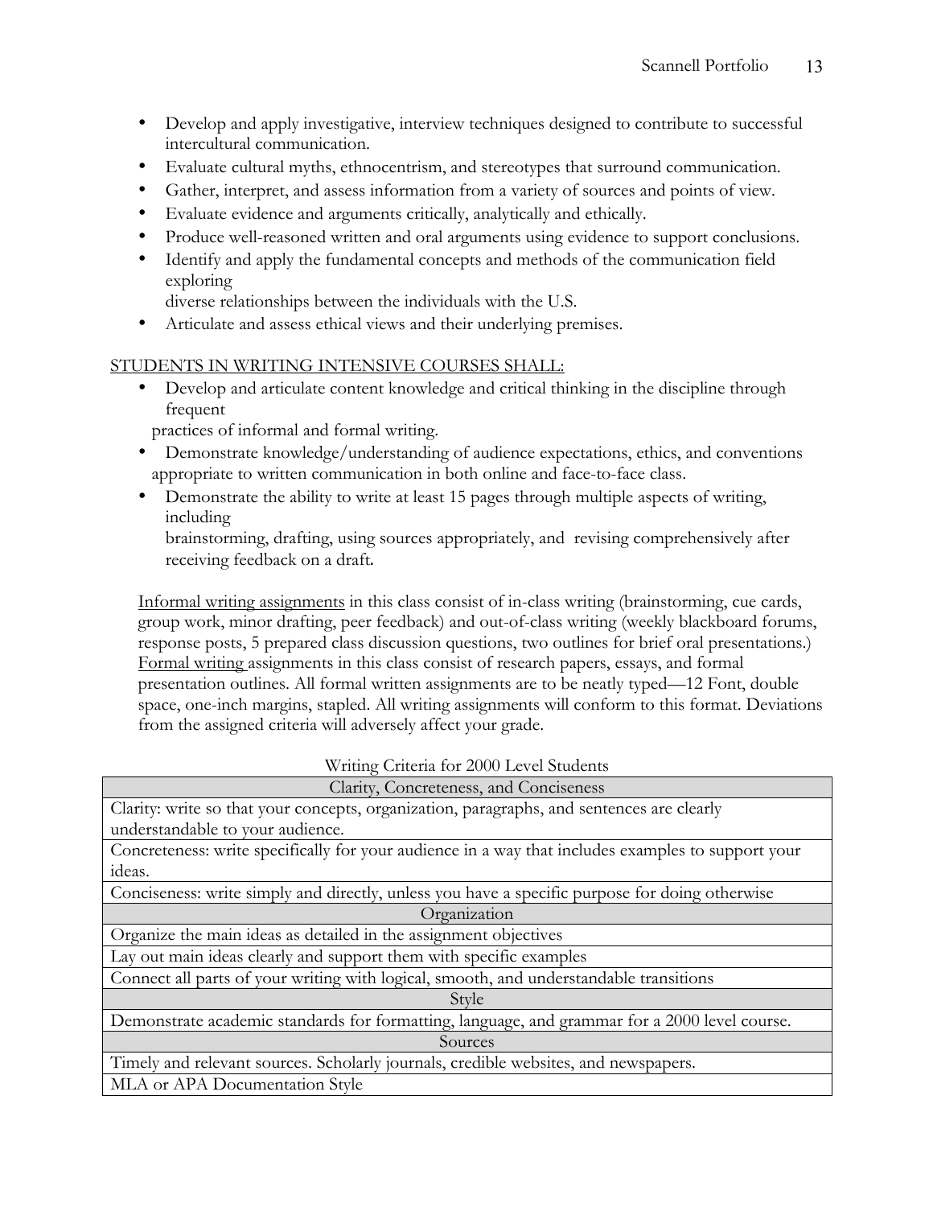- Develop and apply investigative, interview techniques designed to contribute to successful intercultural communication.
- Evaluate cultural myths, ethnocentrism, and stereotypes that surround communication.
- Gather, interpret, and assess information from a variety of sources and points of view.
- Evaluate evidence and arguments critically, analytically and ethically.
- Produce well-reasoned written and oral arguments using evidence to support conclusions.
- Identify and apply the fundamental concepts and methods of the communication field exploring diverse relationships between the individuals with the U.S.
- Articulate and assess ethical views and their underlying premises.

<u>STUDENTS IN WRITING INTENSIVE COURSES SHALL:</u>

- Develop and articulate content knowledge and critical thinking in the discipline through frequent practices of informal and formal writing.
- Demonstrate knowledge/understanding of audience expectations, ethics, and conventions appropriate to written communication in both online and face-to-face class.
- Demonstrate the ability to write at least 15 pages through multiple aspects of writing, including brainstorming, drafting, using sources appropriately, and revising comprehensively after receiving feedback on a draft**.**

<u>Informal writing assignments</u> in this class consist of in-class writing (brainstorming, cue cards, group work, minor drafting, peer feedback) and out-of-class writing (weekly blackboard forums, response posts, 5 prepared class discussion questions, two outlines for brief oral presentations.) <u>Formal writing</u> assignments in this class consist of research papers, essays, and formal presentation outlines. All formal written assignments are to be neatly typed—12 Font, double space, one-inch margins, stapled. All writing assignments will conform to this format. Deviations from the assigned criteria will adversely affect your grade.

Writing Criteria for 2000 Level Students

| Clarity, Concreteness, and Conciseness |
|---|
| Clarity: write so that your concepts, organization, paragraphs, and sentences are clearly understandable to your audience. |
| Concreteness: write specifically for your audience in a way that includes examples to support your ideas. |
| Conciseness: write simply and directly, unless you have a specific purpose for doing otherwise |
| **Organization** |
| Organize the main ideas as detailed in the assignment objectives |
| Lay out main ideas clearly and support them with specific examples |
| Connect all parts of your writing with logical, smooth, and understandable transitions |
| **Style** |
| Demonstrate academic standards for formatting, language, and grammar for a 2000 level course. |
| **Sources** |
| Timely and relevant sources. Scholarly journals, credible websites, and newspapers. |
| MLA or APA Documentation Style |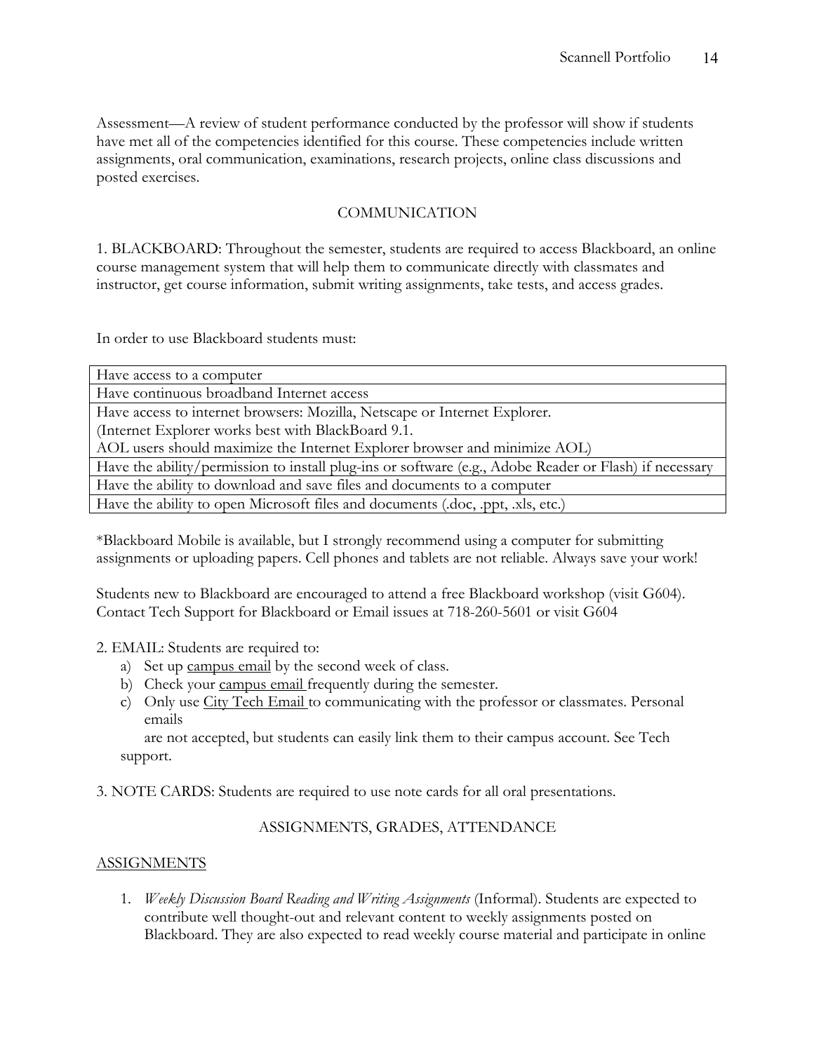Assessment—A review of student performance conducted by the professor will show if students have met all of the competencies identified for this course. These competencies include written assignments, oral communication, examinations, research projects, online class discussions and posted exercises.

## COMMUNICATION

1. BLACKBOARD: Throughout the semester, students are required to access Blackboard, an online course management system that will help them to communicate directly with classmates and instructor, get course information, submit writing assignments, take tests, and access grades.

In order to use Blackboard students must:

| Have access to a computer |
|---|
| Have continuous broadband Internet access |
| Have access to internet browsers: Mozilla, Netscape or Internet Explorer.<br>(Internet Explorer works best with BlackBoard 9.1.<br>AOL users should maximize the Internet Explorer browser and minimize AOL) |
| Have the ability/permission to install plug-ins or software (e.g., Adobe Reader or Flash) if necessary |
| Have the ability to download and save files and documents to a computer |
| Have the ability to open Microsoft files and documents (.doc, .ppt, .xls, etc.) |

*Blackboard Mobile is available, but I strongly recommend using a computer for submitting assignments or uploading papers. Cell phones and tablets are not reliable. Always save your work!

Students new to Blackboard are encouraged to attend a free Blackboard workshop (visit G604). Contact Tech Support for Blackboard or Email issues at 718-260-5601 or visit G604

2. EMAIL: Students are required to:
   a) Set up campus email by the second week of class.
   b) Check your campus email frequently during the semester.
   c) Only use City Tech Email to communicating with the professor or classmates. Personal emails are not accepted, but students can easily link them to their campus account. See Tech support.

3. NOTE CARDS: Students are required to use note cards for all oral presentations.

## ASSIGNMENTS, GRADES, ATTENDANCE

### ASSIGNMENTS

1. *Weekly Discussion Board Reading and Writing Assignments* (Informal). Students are expected to contribute well thought-out and relevant content to weekly assignments posted on Blackboard. They are also expected to read weekly course material and participate in online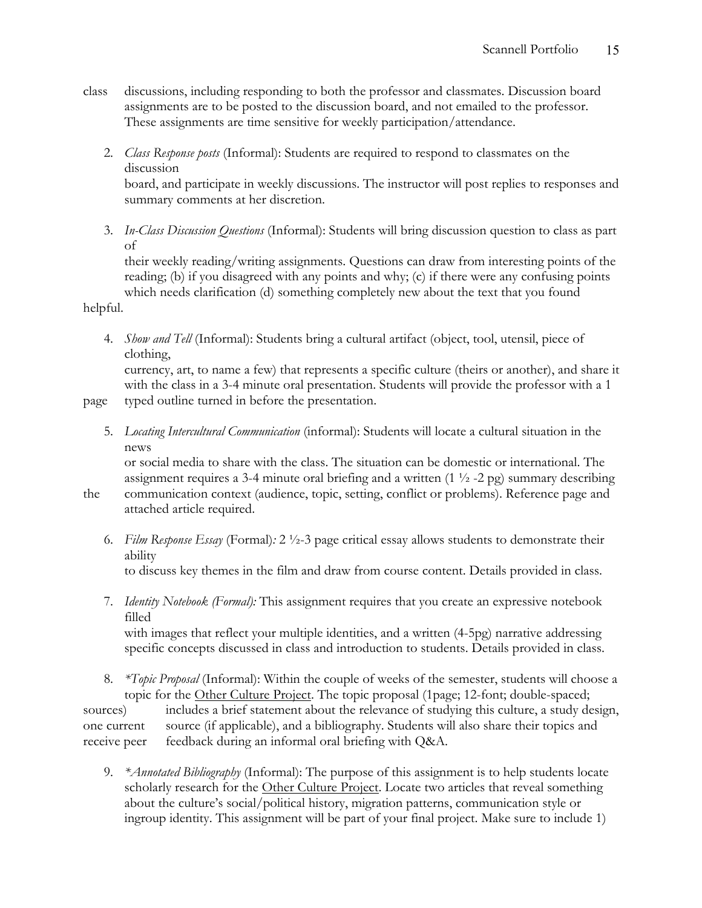class discussions, including responding to both the professor and classmates. Discussion board assignments are to be posted to the discussion board, and not emailed to the professor. These assignments are time sensitive for weekly participation/attendance.

2. *Class Response posts* (Informal): Students are required to respond to classmates on the discussion board, and participate in weekly discussions. The instructor will post replies to responses and summary comments at her discretion.

3. *In-Class Discussion Questions* (Informal): Students will bring discussion question to class as part of their weekly reading/writing assignments. Questions can draw from interesting points of the reading; (b) if you disagreed with any points and why; (c) if there were any confusing points which needs clarification (d) something completely new about the text that you found helpful.

4. *Show and Tell* (Informal): Students bring a cultural artifact (object, tool, utensil, piece of clothing, currency, art, to name a few) that represents a specific culture (theirs or another), and share it with the class in a 3-4 minute oral presentation. Students will provide the professor with a 1 page typed outline turned in before the presentation.

5. *Locating Intercultural Communication* (informal): Students will locate a cultural situation in the news or social media to share with the class. The situation can be domestic or international. The assignment requires a 3-4 minute oral briefing and a written (1 ½ -2 pg) summary describing the communication context (audience, topic, setting, conflict or problems). Reference page and attached article required.

6. *Film Response Essay* (Formal)*:* 2 ½-3 page critical essay allows students to demonstrate their ability to discuss key themes in the film and draw from course content. Details provided in class.

7. *Identity Notebook (Formal):* This assignment requires that you create an expressive notebook filled with images that reflect your multiple identities, and a written (4-5pg) narrative addressing specific concepts discussed in class and introduction to students. Details provided in class.

8. *\*Topic Proposal* (Informal): Within the couple of weeks of the semester, students will choose a topic for the Other Culture Project. The topic proposal (1page; 12-font; double-spaced; sources) includes a brief statement about the relevance of studying this culture, a study design, one current source (if applicable), and a bibliography. Students will also share their topics and receive peer feedback during an informal oral briefing with Q&A.

9. *\*Annotated Bibliography* (Informal): The purpose of this assignment is to help students locate scholarly research for the Other Culture Project. Locate two articles that reveal something about the culture's social/political history, migration patterns, communication style or ingroup identity. This assignment will be part of your final project. Make sure to include 1)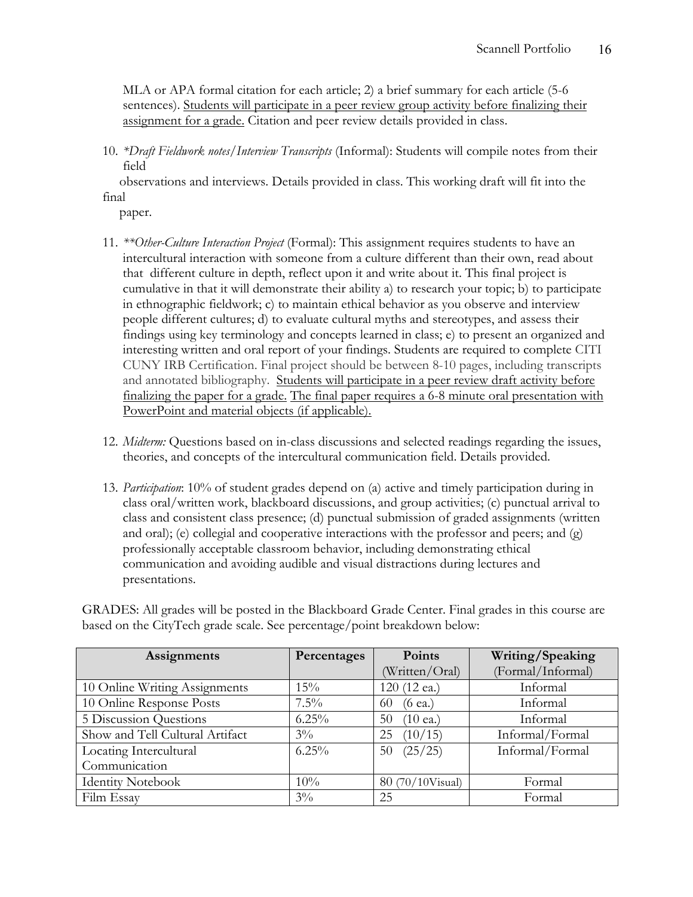MLA or APA formal citation for each article; 2) a brief summary for each article (5-6 sentences). <u>Students will participate in a peer review group activity before finalizing their assignment for a grade.</u> Citation and peer review details provided in class.

10. *\*Draft Fieldwork notes/Interview Transcripts* (Informal): Students will compile notes from their field observations and interviews. Details provided in class. This working draft will fit into the final paper.

11. *\*\*Other-Culture Interaction Project* (Formal): This assignment requires students to have an intercultural interaction with someone from a culture different than their own, read about that different culture in depth, reflect upon it and write about it. This final project is cumulative in that it will demonstrate their ability a) to research your topic; b) to participate in ethnographic fieldwork; c) to maintain ethical behavior as you observe and interview people different cultures; d) to evaluate cultural myths and stereotypes, and assess their findings using key terminology and concepts learned in class; e) to present an organized and interesting written and oral report of your findings. Students are required to complete CITI CUNY IRB Certification. Final project should be between 8-10 pages, including transcripts and annotated bibliography. <u>Students will participate in a peer review draft activity before finalizing the paper for a grade.</u> <u>The final paper requires a 6-8 minute oral presentation with PowerPoint and material objects (if applicable).</u>

12. *Midterm:* Questions based on in-class discussions and selected readings regarding the issues, theories, and concepts of the intercultural communication field. Details provided.

13. *Participation*: 10% of student grades depend on (a) active and timely participation during in class oral/written work, blackboard discussions, and group activities; (c) punctual arrival to class and consistent class presence; (d) punctual submission of graded assignments (written and oral); (e) collegial and cooperative interactions with the professor and peers; and (g) professionally acceptable classroom behavior, including demonstrating ethical communication and avoiding audible and visual distractions during lectures and presentations.

GRADES: All grades will be posted in the Blackboard Grade Center. Final grades in this course are based on the CityTech grade scale. See percentage/point breakdown below:

| Assignments | Percentages | Points (Written/Oral) | Writing/Speaking (Formal/Informal) |
|---|---|---|---|
| 10 Online Writing Assignments | 15% | 120 (12 ea.) | Informal |
| 10 Online Response Posts | 7.5% | 60 (6 ea.) | Informal |
| 5 Discussion Questions | 6.25% | 50 (10 ea.) | Informal |
| Show and Tell Cultural Artifact | 3% | 25 (10/15) | Informal/Formal |
| Locating Intercultural Communication | 6.25% | 50 (25/25) | Informal/Formal |
| Identity Notebook | 10% | 80 (70/10Visual) | Formal |
| Film Essay | 3% | 25 | Formal |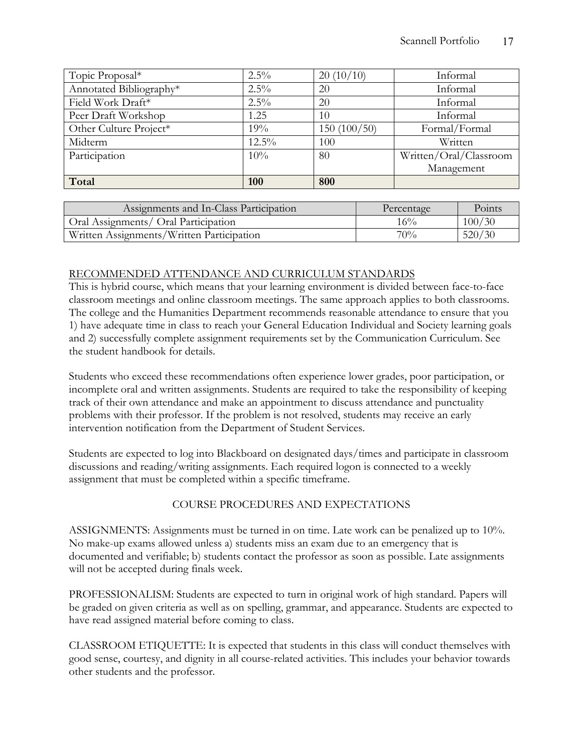| Topic Proposal* | 2.5% | 20 (10/10) | Informal |
|---|---|---|---|
| Annotated Bibliography* | 2.5% | 20 | Informal |
| Field Work Draft* | 2.5% | 20 | Informal |
| Peer Draft Workshop | 1.25 | 10 | Informal |
| Other Culture Project* | 19% | 150 (100/50) | Formal/Formal |
| Midterm | 12.5% | 100 | Written |
| Participation | 10% | 80 | Written/Oral/Classroom Management |
| **Total** | **100** | **800** | |

| Assignments and In-Class Participation | Percentage | Points |
|---|---|---|
| Oral Assignments/ Oral Participation | 16% | 100/30 |
| Written Assignments/Written Participation | 70% | 520/30 |

RECOMMENDED ATTENDANCE AND CURRICULUM STANDARDS

This is hybrid course, which means that your learning environment is divided between face-to-face classroom meetings and online classroom meetings. The same approach applies to both classrooms. The college and the Humanities Department recommends reasonable attendance to ensure that you 1) have adequate time in class to reach your General Education Individual and Society learning goals and 2) successfully complete assignment requirements set by the Communication Curriculum. See the student handbook for details.

Students who exceed these recommendations often experience lower grades, poor participation, or incomplete oral and written assignments. Students are required to take the responsibility of keeping track of their own attendance and make an appointment to discuss attendance and punctuality problems with their professor. If the problem is not resolved, students may receive an early intervention notification from the Department of Student Services.

Students are expected to log into Blackboard on designated days/times and participate in classroom discussions and reading/writing assignments. Each required logon is connected to a weekly assignment that must be completed within a specific timeframe.

COURSE PROCEDURES AND EXPECTATIONS

ASSIGNMENTS: Assignments must be turned in on time. Late work can be penalized up to 10%. No make-up exams allowed unless a) students miss an exam due to an emergency that is documented and verifiable; b) students contact the professor as soon as possible. Late assignments will not be accepted during finals week.

PROFESSIONALISM: Students are expected to turn in original work of high standard. Papers will be graded on given criteria as well as on spelling, grammar, and appearance. Students are expected to have read assigned material before coming to class.

CLASSROOM ETIQUETTE: It is expected that students in this class will conduct themselves with good sense, courtesy, and dignity in all course-related activities. This includes your behavior towards other students and the professor.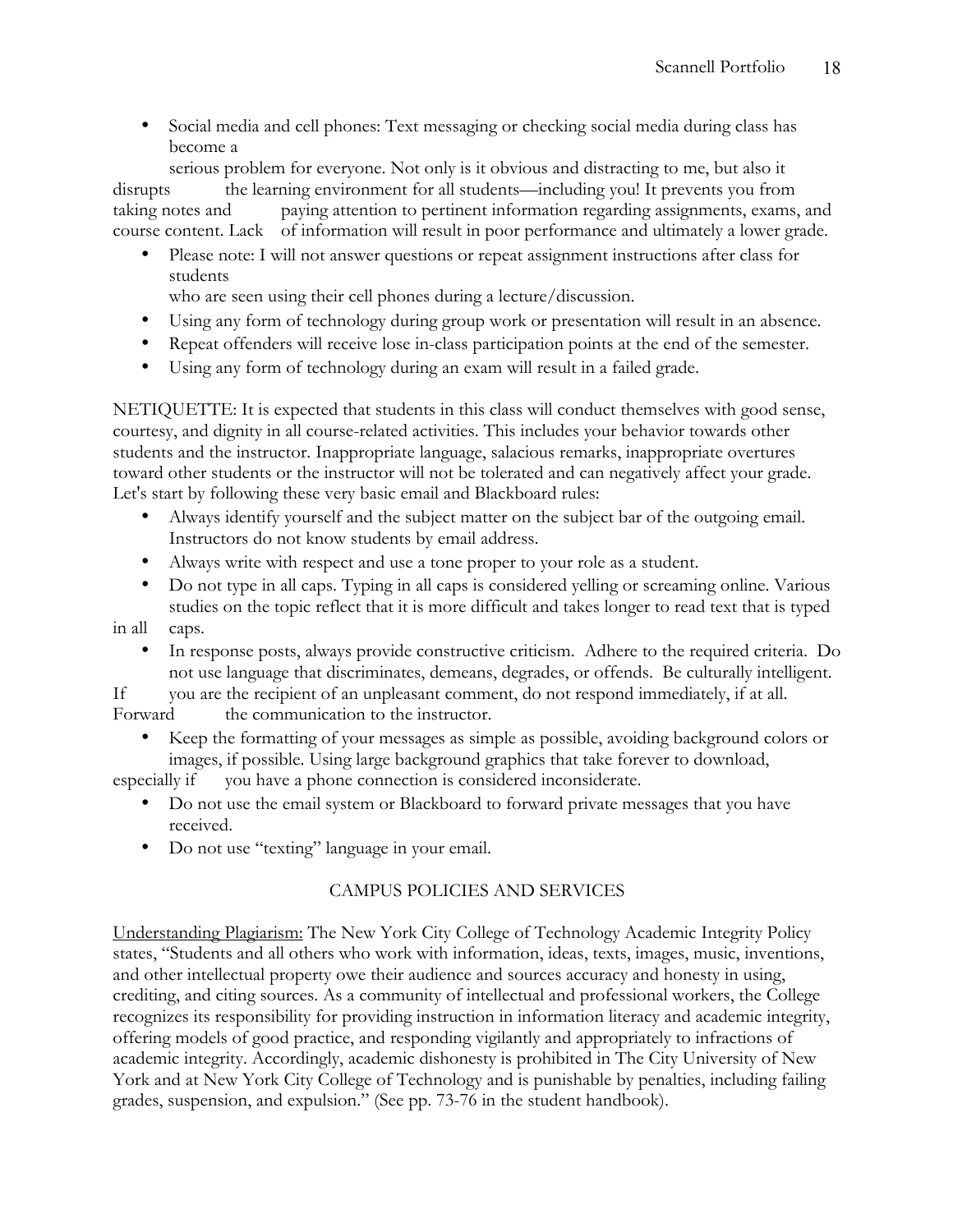- Social media and cell phones: Text messaging or checking social media during class has become a serious problem for everyone. Not only is it obvious and distracting to me, but also it disrupts the learning environment for all students—including you! It prevents you from taking notes and paying attention to pertinent information regarding assignments, exams, and course content. Lack of information will result in poor performance and ultimately a lower grade.
- Please note: I will not answer questions or repeat assignment instructions after class for students who are seen using their cell phones during a lecture/discussion.
- Using any form of technology during group work or presentation will result in an absence.
- Repeat offenders will receive lose in-class participation points at the end of the semester.
- Using any form of technology during an exam will result in a failed grade.

NETIQUETTE: It is expected that students in this class will conduct themselves with good sense, courtesy, and dignity in all course-related activities. This includes your behavior towards other students and the instructor. Inappropriate language, salacious remarks, inappropriate overtures toward other students or the instructor will not be tolerated and can negatively affect your grade. Let's start by following these very basic email and Blackboard rules:

- Always identify yourself and the subject matter on the subject bar of the outgoing email. Instructors do not know students by email address.
- Always write with respect and use a tone proper to your role as a student.
- Do not type in all caps. Typing in all caps is considered yelling or screaming online. Various studies on the topic reflect that it is more difficult and takes longer to read text that is typed in all caps.
- In response posts, always provide constructive criticism. Adhere to the required criteria. Do not use language that discriminates, demeans, degrades, or offends. Be culturally intelligent. If you are the recipient of an unpleasant comment, do not respond immediately, if at all. Forward the communication to the instructor.
- Keep the formatting of your messages as simple as possible, avoiding background colors or images, if possible. Using large background graphics that take forever to download, especially if you have a phone connection is considered inconsiderate.
- Do not use the email system or Blackboard to forward private messages that you have received.
- Do not use "texting" language in your email.

## CAMPUS POLICIES AND SERVICES

Understanding Plagiarism: The New York City College of Technology Academic Integrity Policy states, "Students and all others who work with information, ideas, texts, images, music, inventions, and other intellectual property owe their audience and sources accuracy and honesty in using, crediting, and citing sources. As a community of intellectual and professional workers, the College recognizes its responsibility for providing instruction in information literacy and academic integrity, offering models of good practice, and responding vigilantly and appropriately to infractions of academic integrity. Accordingly, academic dishonesty is prohibited in The City University of New York and at New York City College of Technology and is punishable by penalties, including failing grades, suspension, and expulsion." (See pp. 73-76 in the student handbook).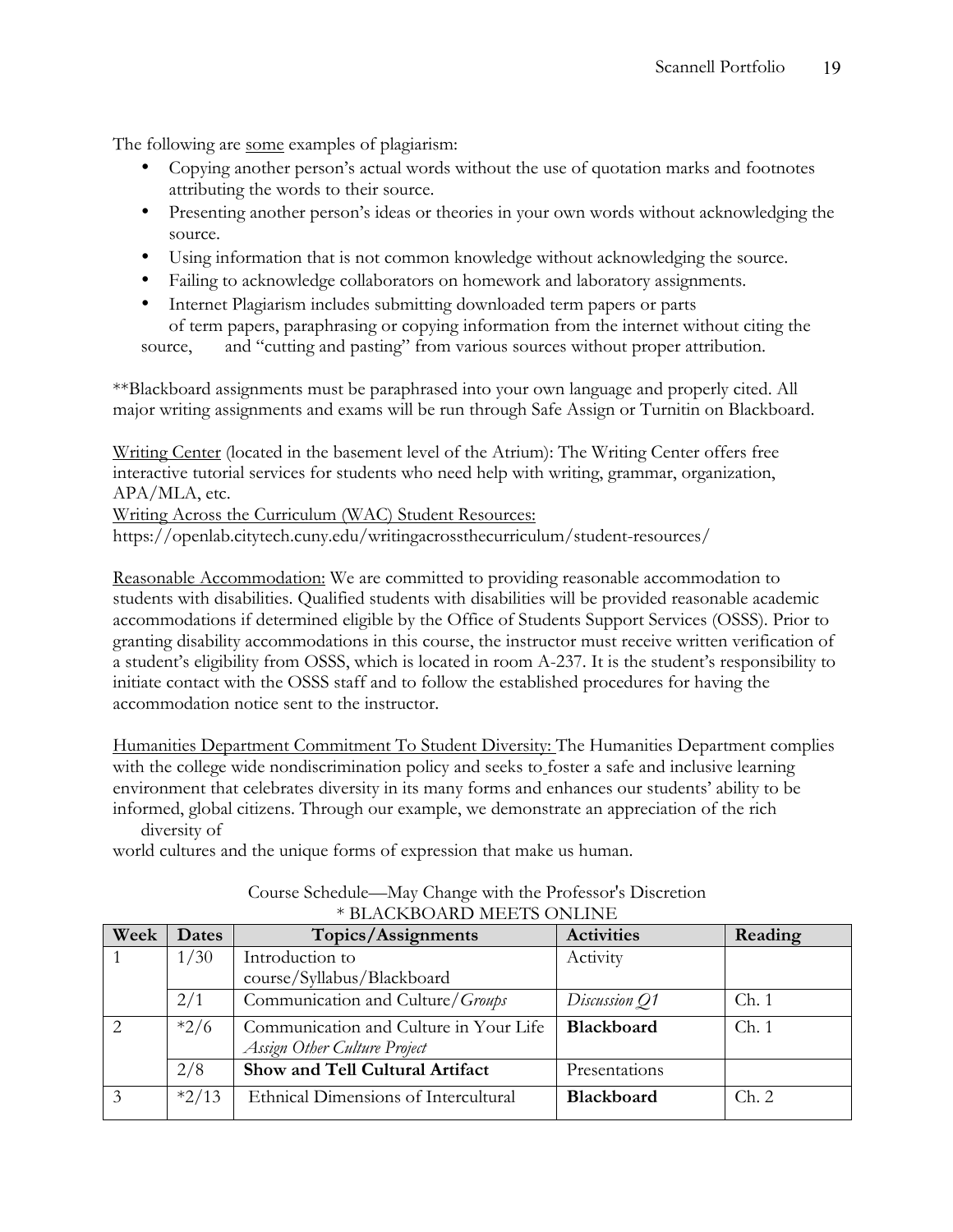The following are <u>some</u> examples of plagiarism:

- Copying another person's actual words without the use of quotation marks and footnotes attributing the words to their source.
- Presenting another person's ideas or theories in your own words without acknowledging the source.
- Using information that is not common knowledge without acknowledging the source.
- Failing to acknowledge collaborators on homework and laboratory assignments.
- Internet Plagiarism includes submitting downloaded term papers or parts of term papers, paraphrasing or copying information from the internet without citing the source, and "cutting and pasting" from various sources without proper attribution.

**Blackboard assignments must be paraphrased into your own language and properly cited. All major writing assignments and exams will be run through Safe Assign or Turnitin on Blackboard.

<u>Writing Center</u> (located in the basement level of the Atrium): The Writing Center offers free interactive tutorial services for students who need help with writing, grammar, organization, APA/MLA, etc.
<u>Writing Across the Curriculum (WAC) Student Resources:</u>
https://openlab.citytech.cuny.edu/writingacrossthecurriculum/student-resources/

<u>Reasonable Accommodation:</u> We are committed to providing reasonable accommodation to students with disabilities. Qualified students with disabilities will be provided reasonable academic accommodations if determined eligible by the Office of Students Support Services (OSSS). Prior to granting disability accommodations in this course, the instructor must receive written verification of a student's eligibility from OSSS, which is located in room A-237. It is the student's responsibility to initiate contact with the OSSS staff and to follow the established procedures for having the accommodation notice sent to the instructor.

<u>Humanities Department Commitment To Student Diversity:</u> The Humanities Department complies with the college wide nondiscrimination policy and seeks to foster a safe and inclusive learning environment that celebrates diversity in its many forms and enhances our students' ability to be informed, global citizens. Through our example, we demonstrate an appreciation of the rich diversity of world cultures and the unique forms of expression that make us human.

Course Schedule—May Change with the Professor's Discretion
* BLACKBOARD MEETS ONLINE

| Week | Dates | Topics/Assignments | Activities | Reading |
|---|---|---|---|---|
| 1 | 1/30 | Introduction to course/Syllabus/Blackboard | Activity | |
| | 2/1 | Communication and Culture/*Groups* | *Discussion Q1* | Ch. 1 |
| 2 | *2/6 | Communication and Culture in Your Life *Assign Other Culture Project* | **Blackboard** | Ch. 1 |
| | 2/8 | **Show and Tell Cultural Artifact** | Presentations | |
| 3 | *2/13 | Ethnical Dimensions of Intercultural | **Blackboard** | Ch. 2 |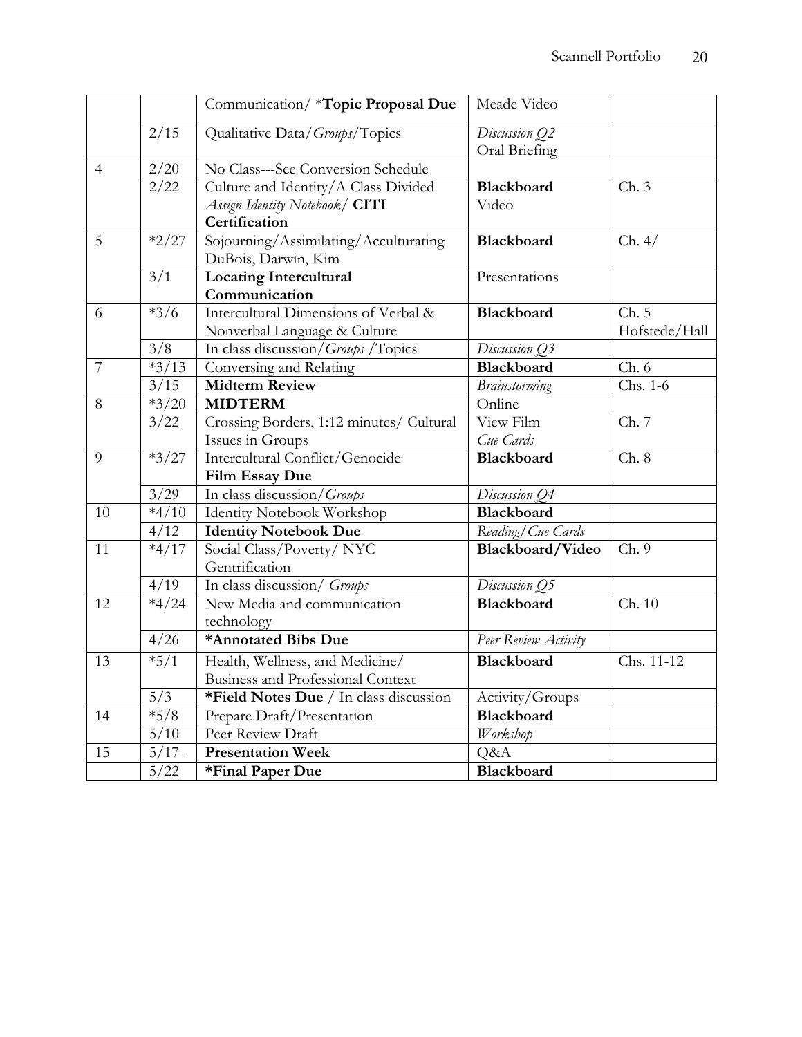| | | | | |
|---|---|---|---|---|
| | | Communication/ ***Topic Proposal Due** | Meade Video | |
| | 2/15 | Qualitative Data/*Groups*/Topics | *Discussion Q2* Oral Briefing | |
| 4 | 2/20 | No Class---See Conversion Schedule | | |
| | 2/22 | Culture and Identity/A Class Divided *Assign Identity Notebook*/ **CITI Certification** | **Blackboard** Video | Ch. 3 |
| 5 | *2/27 | Sojourning/Assimilating/Acculturating DuBois, Darwin, Kim | **Blackboard** | Ch. 4/ |
| | 3/1 | **Locating Intercultural Communication** | Presentations | |
| 6 | *3/6 | Intercultural Dimensions of Verbal & Nonverbal Language & Culture | **Blackboard** | Ch. 5 Hofstede/Hall |
| | 3/8 | In class discussion/*Groups* /Topics | *Discussion Q3* | |
| 7 | *3/13 | Conversing and Relating | **Blackboard** | Ch. 6 |
| | 3/15 | **Midterm Review** | *Brainstorming* | Chs. 1-6 |
| 8 | *3/20 | **MIDTERM** | Online | |
| | 3/22 | Crossing Borders, 1:12 minutes/ Cultural Issues in Groups | View Film *Cue Cards* | Ch. 7 |
| 9 | *3/27 | Intercultural Conflict/Genocide **Film Essay Due** | **Blackboard** | Ch. 8 |
| | 3/29 | In class discussion/*Groups* | *Discussion Q4* | |
| 10 | *4/10 | Identity Notebook Workshop | **Blackboard** | |
| | 4/12 | **Identity Notebook Due** | *Reading/Cue Cards* | |
| 11 | *4/17 | Social Class/Poverty/ NYC Gentrification | **Blackboard/Video** | Ch. 9 |
| | 4/19 | In class discussion/ *Groups* | *Discussion Q5* | |
| 12 | *4/24 | New Media and communication technology | **Blackboard** | Ch. 10 |
| | 4/26 | ***Annotated Bibs Due** | *Peer Review Activity* | |
| 13 | *5/1 | Health, Wellness, and Medicine/ Business and Professional Context | **Blackboard** | Chs. 11-12 |
| | 5/3 | ***Field Notes Due** / In class discussion | Activity/Groups | |
| 14 | *5/8 | Prepare Draft/Presentation | **Blackboard** | |
| | 5/10 | Peer Review Draft | *Workshop* | |
| 15 | 5/17- | **Presentation Week** | Q&A | |
| | 5/22 | ***Final Paper Due** | **Blackboard** | |